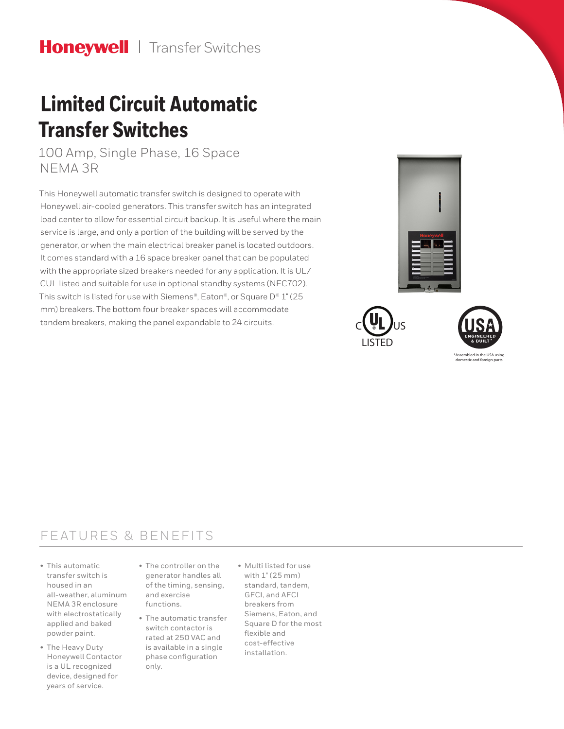Honeywell | Transfer Switches

# Limited Circuit Automatic Transfer Switches

100 Amp, Single Phase, 16 Space
NEMA 3R

This Honeywell automatic transfer switch is designed to operate with Honeywell air-cooled generators. This transfer switch has an integrated load center to allow for essential circuit backup. It is useful where the main service is large, and only a portion of the building will be served by the generator, or when the main electrical breaker panel is located outdoors. It comes standard with a 16 space breaker panel that can be populated with the appropriate sized breakers needed for any application. It is UL/CUL listed and suitable for use in optional standby systems (NEC702). This switch is listed for use with Siemens®, Eaton®, or Square D® 1" (25 mm) breakers. The bottom four breaker spaces will accommodate tandem breakers, making the panel expandable to 24 circuits.

C UL US LISTED

USA ENGINEERED & BUILT*

*Assembled in the USA using domestic and foreign parts

## FEATURES & BENEFITS

- This automatic transfer switch is housed in an all-weather, aluminum NEMA 3R enclosure with electrostatically applied and baked powder paint.
- The Heavy Duty Honeywell Contactor is a UL recognized device, designed for years of service.
- The controller on the generator handles all of the timing, sensing, and exercise functions.
- The automatic transfer switch contactor is rated at 250 VAC and is available in a single phase configuration only.
- Multi listed for use with 1" (25 mm) standard, tandem, GFCI, and AFCI breakers from Siemens, Eaton, and Square D for the most flexible and cost-effective installation.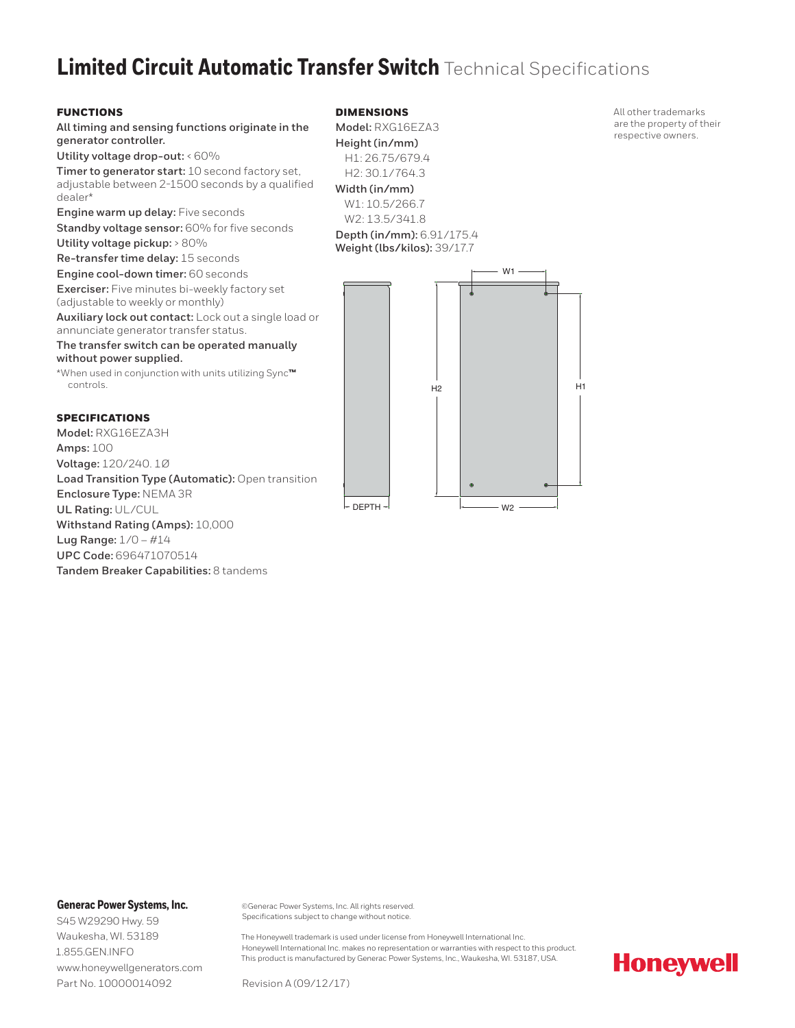# **Limited Circuit Automatic Transfer Switch** Technical Specifications

### FUNCTIONS

**All timing and sensing functions originate in the generator controller.**

**Utility voltage drop-out:** < 60%

**Timer to generator start:** 10 second factory set, adjustable between 2-1500 seconds by a qualified dealer*

**Engine warm up delay:** Five seconds

**Standby voltage sensor:** 60% for five seconds

**Utility voltage pickup:** > 80%

**Re-transfer time delay:** 15 seconds

**Engine cool-down timer:** 60 seconds

**Exerciser:** Five minutes bi-weekly factory set (adjustable to weekly or monthly)

**Auxiliary lock out contact:** Lock out a single load or annunciate generator transfer status.

**The transfer switch can be operated manually without power supplied.**

*When used in conjunction with units utilizing Sync™ controls.

### SPECIFICATIONS

**Model:** RXG16EZA3H

**Amps:** 100

**Voltage:** 120/240. 1Ø

**Load Transition Type (Automatic):** Open transition

**Enclosure Type:** NEMA 3R

**UL Rating:** UL/CUL

**Withstand Rating (Amps):** 10,000

**Lug Range:** 1/0 – #14

**UPC Code:** 696471070514

**Tandem Breaker Capabilities:** 8 tandems

### DIMENSIONS

**Model:** RXG16EZA3

**Height (in/mm)**

H1: 26.75/679.4

H2: 30.1/764.3

**Width (in/mm)**

W1: 10.5/266.7

W2: 13.5/341.8

**Depth (in/mm):** 6.91/175.4

**Weight (lbs/kilos):** 39/17.7

W1

H2

H1

DEPTH

W2

All other trademarks are the property of their respective owners.

**Generac Power Systems, Inc.**

S45 W29290 Hwy. 59

Waukesha, WI. 53189

1.855.GEN.INFO

www.honeywellgenerators.com

Part No. 10000014092

©Generac Power Systems, Inc. All rights reserved.
Specifications subject to change without notice.

The Honeywell trademark is used under license from Honeywell International Inc.
Honeywell International Inc. makes no representation or warranties with respect to this product.
This product is manufactured by Generac Power Systems, Inc., Waukesha, WI. 53187, USA.

Revision A (09/12/17)

Honeywell